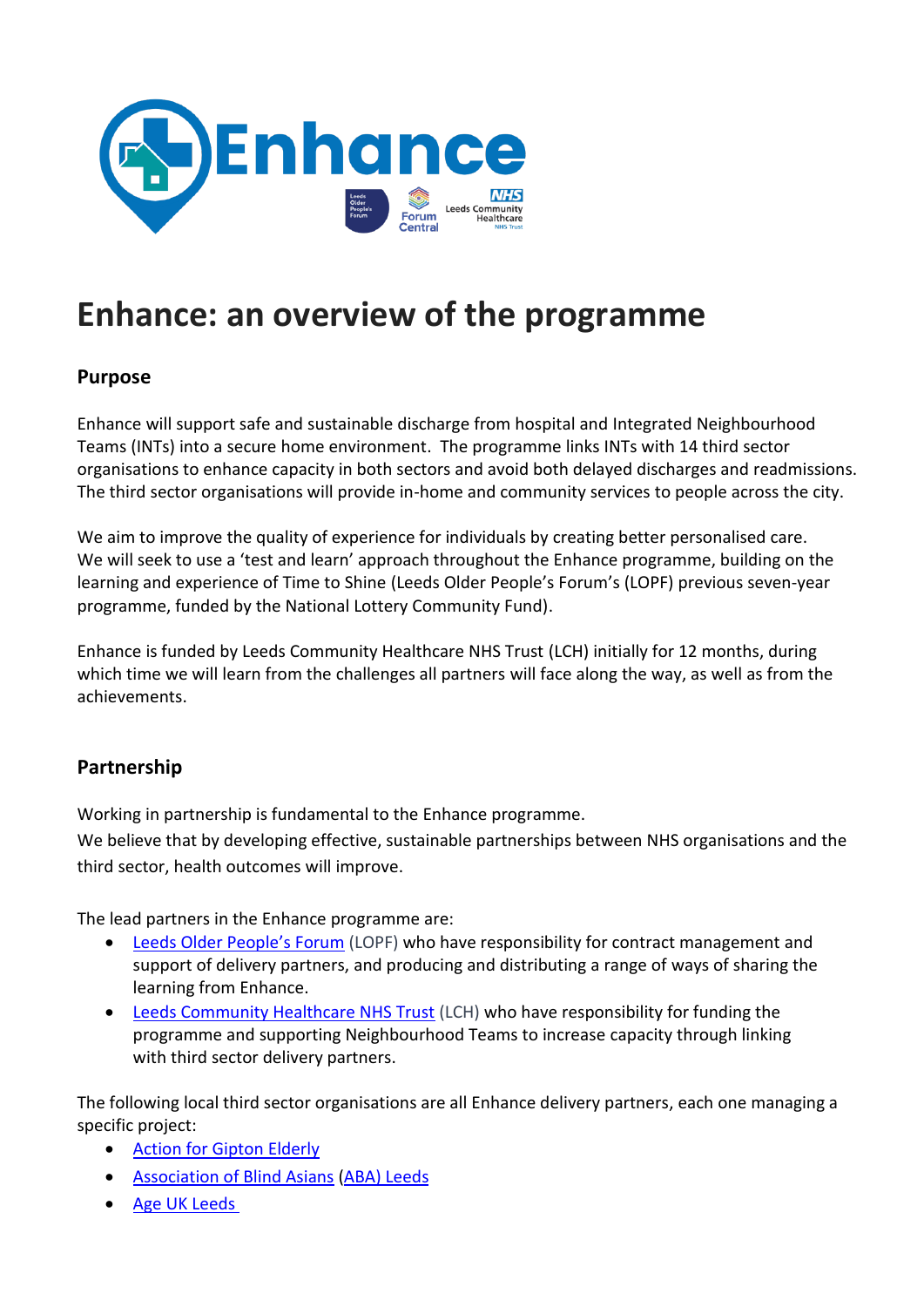# Enhance: an overview of the programme

## Purpose

Enhance will support safe and sustainable discharge from hospital and Integrated Neighbourhood Teams (INTs) into a secure home environment. The programme links INTs with 14 third sector organisations to enhance capacity in both sectors and avoid both delayed discharges and readmissions. The third sector organisations will provide in-home and community services to people across the city.

We aim to improve the quality of experience for individuals by creating better personalised care. We will seek to use a 'test and learn' approach throughout the Enhance programme, building on the learning and experience of Time to Shine (Leeds Older People's Forum's (LOPF) previous seven-year programme, funded by the National Lottery Community Fund).

Enhance is funded by Leeds Community Healthcare NHS Trust (LCH) initially for 12 months, during which time we will learn from the challenges all partners will face along the way, as well as from the achievements.

## Partnership

Working in partnership is fundamental to the Enhance programme.
We believe that by developing effective, sustainable partnerships between NHS organisations and the third sector, health outcomes will improve.

The lead partners in the Enhance programme are:

- Leeds Older People's Forum (LOPF) who have responsibility for contract management and support of delivery partners, and producing and distributing a range of ways of sharing the learning from Enhance.
- Leeds Community Healthcare NHS Trust (LCH) who have responsibility for funding the programme and supporting Neighbourhood Teams to increase capacity through linking with third sector delivery partners.

The following local third sector organisations are all Enhance delivery partners, each one managing a specific project:

- Action for Gipton Elderly
- Association of Blind Asians (ABA) Leeds
- Age UK Leeds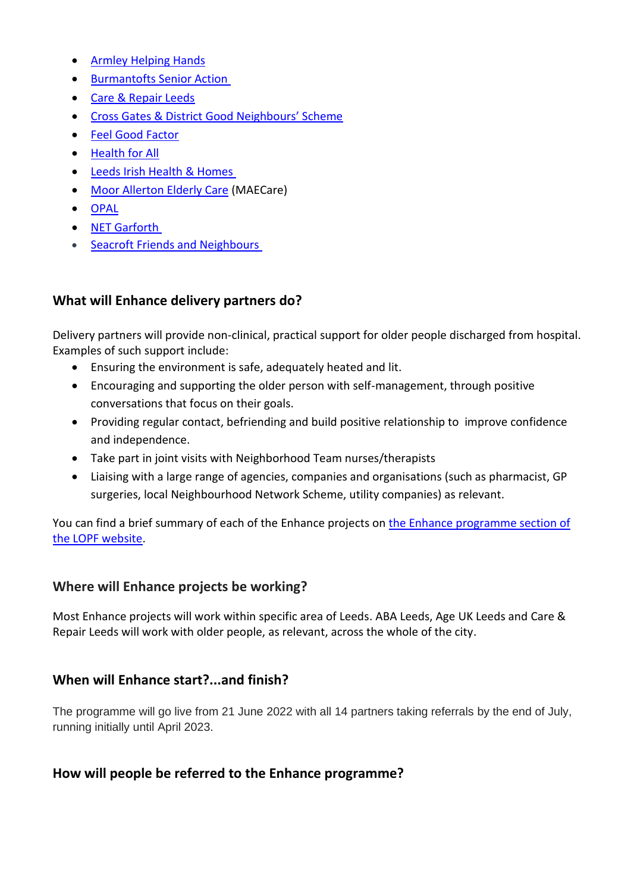- Armley Helping Hands
- Burmantofts Senior Action
- Care & Repair Leeds
- Cross Gates & District Good Neighbours' Scheme
- Feel Good Factor
- Health for All
- Leeds Irish Health & Homes
- Moor Allerton Elderly Care (MAECare)
- OPAL
- NET Garforth
- Seacroft Friends and Neighbours

## What will Enhance delivery partners do?

Delivery partners will provide non-clinical, practical support for older people discharged from hospital. Examples of such support include:

- Ensuring the environment is safe, adequately heated and lit.
- Encouraging and supporting the older person with self-management, through positive conversations that focus on their goals.
- Providing regular contact, befriending and build positive relationship to improve confidence and independence.
- Take part in joint visits with Neighborhood Team nurses/therapists
- Liaising with a large range of agencies, companies and organisations (such as pharmacist, GP surgeries, local Neighbourhood Network Scheme, utility companies) as relevant.

You can find a brief summary of each of the Enhance projects on the Enhance programme section of the LOPF website.

## Where will Enhance projects be working?

Most Enhance projects will work within specific area of Leeds. ABA Leeds, Age UK Leeds and Care & Repair Leeds will work with older people, as relevant, across the whole of the city.

## When will Enhance start?...and finish?

The programme will go live from 21 June 2022 with all 14 partners taking referrals by the end of July, running initially until April 2023.

## How will people be referred to the Enhance programme?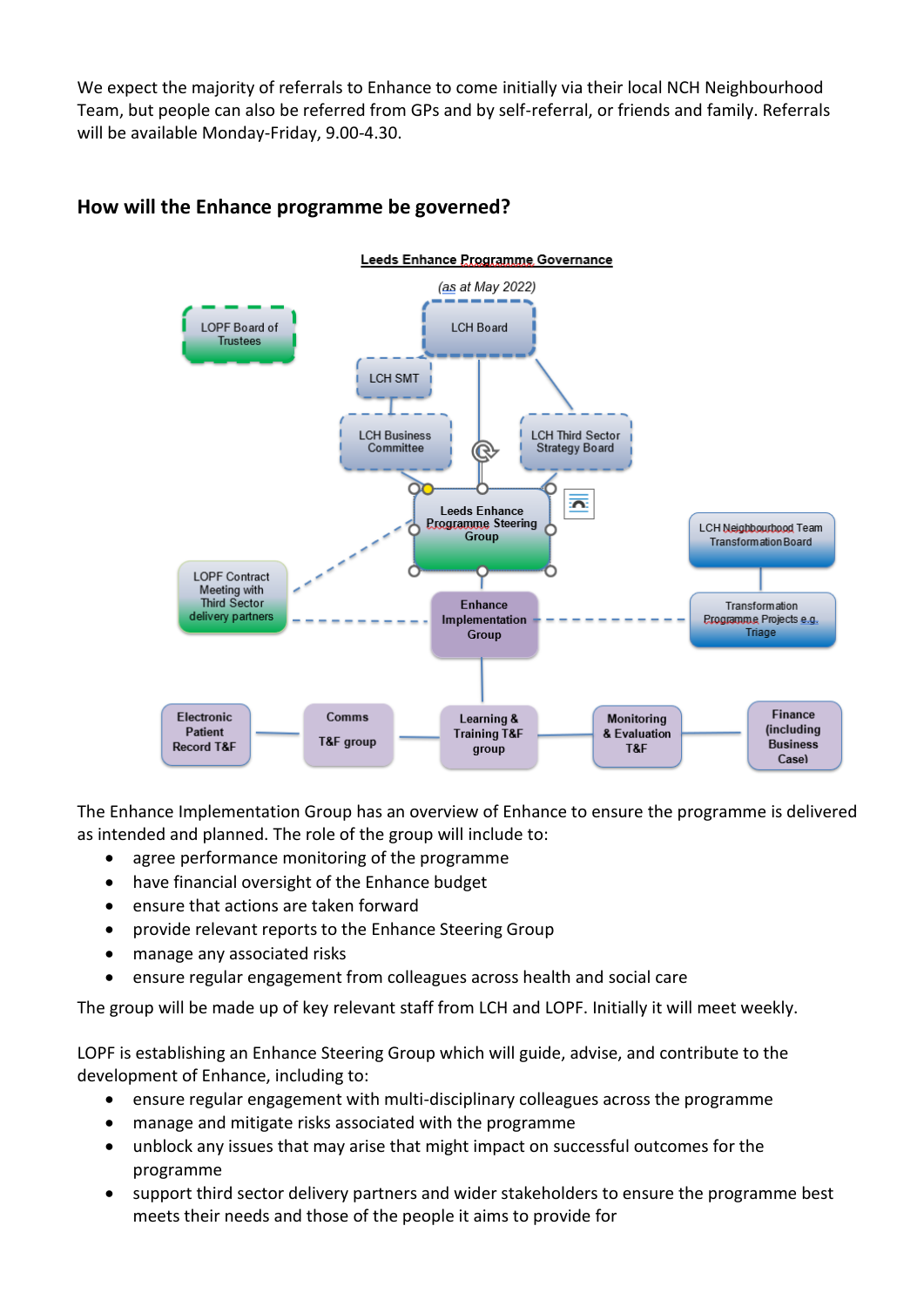We expect the majority of referrals to Enhance to come initially via their local NCH Neighbourhood Team, but people can also be referred from GPs and by self-referral, or friends and family. Referrals will be available Monday-Friday, 9.00-4.30.

## How will the Enhance programme be governed?

**Leeds Enhance Programme Governance**

*(as at May 2022)*

- LOPF Board of Trustees
- LCH Board
- LCH SMT
- LCH Business Committee
- LCH Third Sector Strategy Board
- Leeds Enhance Programme Steering Group
- LCH Neighbourhood Team Transformation Board
- LOPF Contract Meeting with Third Sector delivery partners
- Enhance Implementation Group
- Transformation Programme Projects e.g. Triage
- Electronic Patient Record T&F
- Comms T&F group
- Learning & Training T&F group
- Monitoring & Evaluation T&F
- Finance (including Business Case)

The Enhance Implementation Group has an overview of Enhance to ensure the programme is delivered as intended and planned. The role of the group will include to:

- agree performance monitoring of the programme
- have financial oversight of the Enhance budget
- ensure that actions are taken forward
- provide relevant reports to the Enhance Steering Group
- manage any associated risks
- ensure regular engagement from colleagues across health and social care

The group will be made up of key relevant staff from LCH and LOPF. Initially it will meet weekly.

LOPF is establishing an Enhance Steering Group which will guide, advise, and contribute to the development of Enhance, including to:

- ensure regular engagement with multi-disciplinary colleagues across the programme
- manage and mitigate risks associated with the programme
- unblock any issues that may arise that might impact on successful outcomes for the programme
- support third sector delivery partners and wider stakeholders to ensure the programme best meets their needs and those of the people it aims to provide for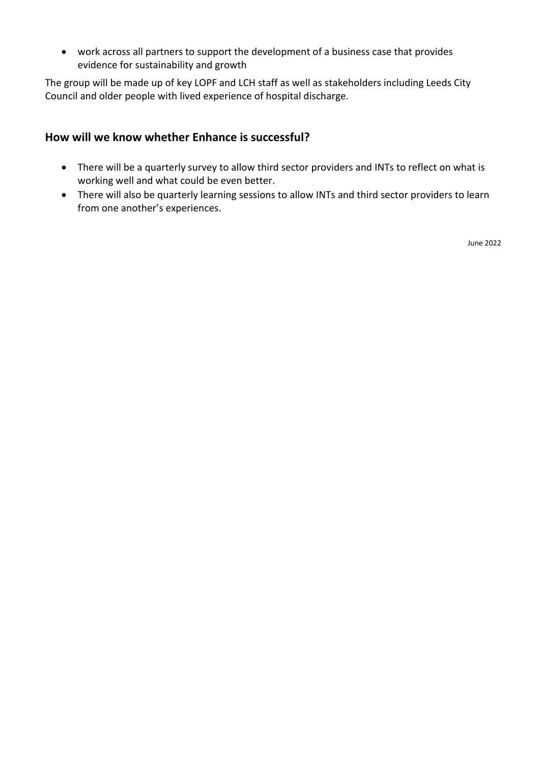- work across all partners to support the development of a business case that provides evidence for sustainability and growth

The group will be made up of key LOPF and LCH staff as well as stakeholders including Leeds City Council and older people with lived experience of hospital discharge.

## How will we know whether Enhance is successful?

- There will be a quarterly survey to allow third sector providers and INTs to reflect on what is working well and what could be even better.
- There will also be quarterly learning sessions to allow INTs and third sector providers to learn from one another's experiences.

June 2022